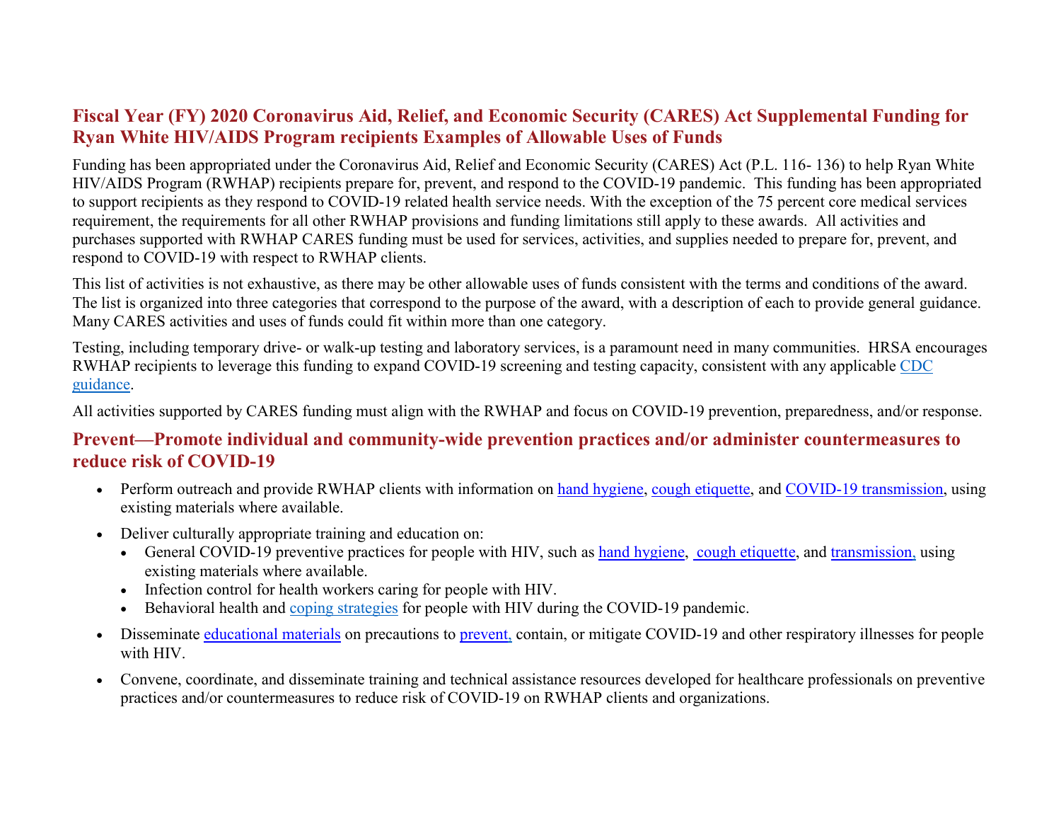# Fiscal Year (FY) 2020 Coronavirus Aid, Relief, and Economic Security (CARES) Act Supplemental Funding for Ryan White HIV/AIDS Program recipients Examples of Allowable Uses of Funds

Funding has been appropriated under the Coronavirus Aid, Relief and Economic Security (CARES) Act (P.L. 116- 136) to help Ryan White HIV/AIDS Program (RWHAP) recipients prepare for, prevent, and respond to the COVID-19 pandemic. This funding has been appropriated to support recipients as they respond to COVID-19 related health service needs. With the exception of the 75 percent core medical services requirement, the requirements for all other RWHAP provisions and funding limitations still apply to these awards. All activities and purchases supported with RWHAP CARES funding must be used for services, activities, and supplies needed to prepare for, prevent, and respond to COVID-19 with respect to RWHAP clients.

This list of activities is not exhaustive, as there may be other allowable uses of funds consistent with the terms and conditions of the award. The list is organized into three categories that correspond to the purpose of the award, with a description of each to provide general guidance. Many CARES activities and uses of funds could fit within more than one category.

Testing, including temporary drive- or walk-up testing and laboratory services, is a paramount need in many communities. HRSA encourages RWHAP recipients to leverage this funding to expand COVID-19 screening and testing capacity, consistent with any applicable CDC guidance.

All activities supported by CARES funding must align with the RWHAP and focus on COVID-19 prevention, preparedness, and/or response.

## Prevent—Promote individual and community-wide prevention practices and/or administer countermeasures to reduce risk of COVID-19

- Perform outreach and provide RWHAP clients with information on hand hygiene, cough etiquette, and COVID-19 transmission, using existing materials where available.
- Deliver culturally appropriate training and education on:
  - General COVID-19 preventive practices for people with HIV, such as hand hygiene, cough etiquette, and transmission, using existing materials where available.
  - Infection control for health workers caring for people with HIV.
  - Behavioral health and coping strategies for people with HIV during the COVID-19 pandemic.
- Disseminate educational materials on precautions to prevent, contain, or mitigate COVID-19 and other respiratory illnesses for people with HIV.
- Convene, coordinate, and disseminate training and technical assistance resources developed for healthcare professionals on preventive practices and/or countermeasures to reduce risk of COVID-19 on RWHAP clients and organizations.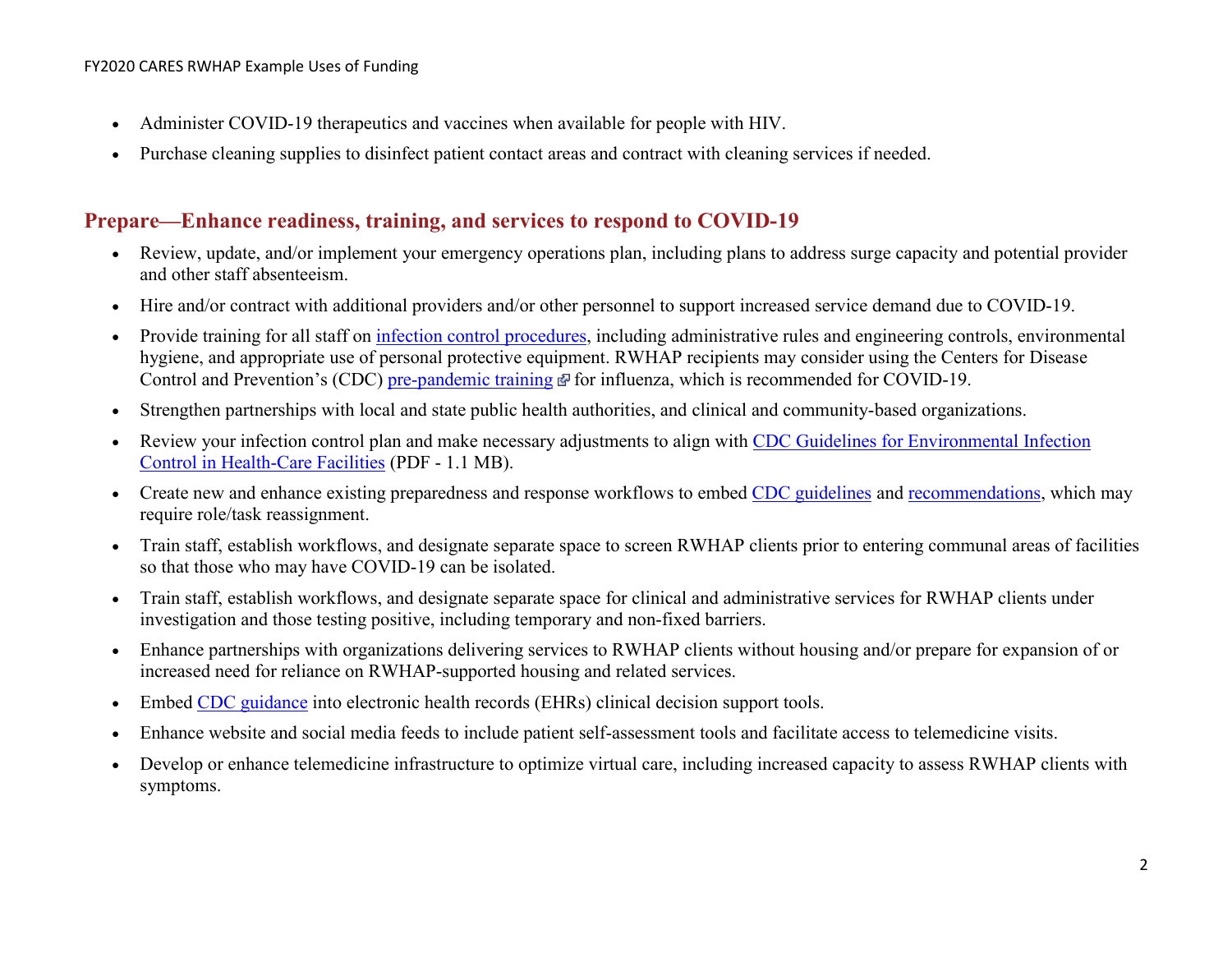- Administer COVID-19 therapeutics and vaccines when available for people with HIV.
- Purchase cleaning supplies to disinfect patient contact areas and contract with cleaning services if needed.

## Prepare—Enhance readiness, training, and services to respond to COVID-19

- Review, update, and/or implement your emergency operations plan, including plans to address surge capacity and potential provider and other staff absenteeism.
- Hire and/or contract with additional providers and/or other personnel to support increased service demand due to COVID-19.
- Provide training for all staff on infection control procedures, including administrative rules and engineering controls, environmental hygiene, and appropriate use of personal protective equipment. RWHAP recipients may consider using the Centers for Disease Control and Prevention's (CDC) pre-pandemic training for influenza, which is recommended for COVID-19.
- Strengthen partnerships with local and state public health authorities, and clinical and community-based organizations.
- Review your infection control plan and make necessary adjustments to align with CDC Guidelines for Environmental Infection Control in Health-Care Facilities (PDF - 1.1 MB).
- Create new and enhance existing preparedness and response workflows to embed CDC guidelines and recommendations, which may require role/task reassignment.
- Train staff, establish workflows, and designate separate space to screen RWHAP clients prior to entering communal areas of facilities so that those who may have COVID-19 can be isolated.
- Train staff, establish workflows, and designate separate space for clinical and administrative services for RWHAP clients under investigation and those testing positive, including temporary and non-fixed barriers.
- Enhance partnerships with organizations delivering services to RWHAP clients without housing and/or prepare for expansion of or increased need for reliance on RWHAP-supported housing and related services.
- Embed CDC guidance into electronic health records (EHRs) clinical decision support tools.
- Enhance website and social media feeds to include patient self-assessment tools and facilitate access to telemedicine visits.
- Develop or enhance telemedicine infrastructure to optimize virtual care, including increased capacity to assess RWHAP clients with symptoms.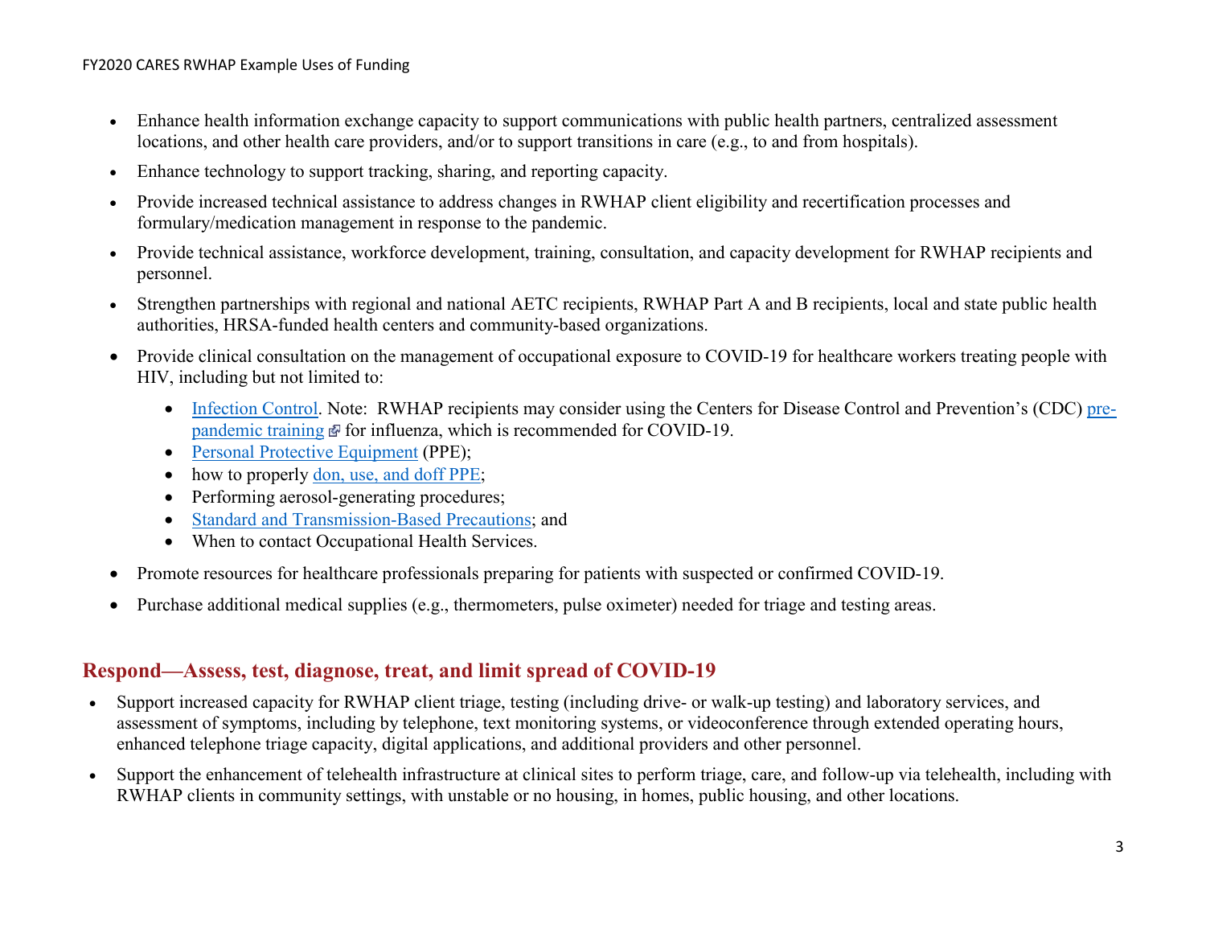- Enhance health information exchange capacity to support communications with public health partners, centralized assessment locations, and other health care providers, and/or to support transitions in care (e.g., to and from hospitals).
- Enhance technology to support tracking, sharing, and reporting capacity.
- Provide increased technical assistance to address changes in RWHAP client eligibility and recertification processes and formulary/medication management in response to the pandemic.
- Provide technical assistance, workforce development, training, consultation, and capacity development for RWHAP recipients and personnel.
- Strengthen partnerships with regional and national AETC recipients, RWHAP Part A and B recipients, local and state public health authorities, HRSA-funded health centers and community-based organizations.
- Provide clinical consultation on the management of occupational exposure to COVID-19 for healthcare workers treating people with HIV, including but not limited to:
    - Infection Control. Note: RWHAP recipients may consider using the Centers for Disease Control and Prevention's (CDC) pre-pandemic training for influenza, which is recommended for COVID-19.
    - Personal Protective Equipment (PPE);
    - how to properly don, use, and doff PPE;
    - Performing aerosol-generating procedures;
    - Standard and Transmission-Based Precautions; and
    - When to contact Occupational Health Services.
- Promote resources for healthcare professionals preparing for patients with suspected or confirmed COVID-19.
- Purchase additional medical supplies (e.g., thermometers, pulse oximeter) needed for triage and testing areas.

## Respond—Assess, test, diagnose, treat, and limit spread of COVID-19

- Support increased capacity for RWHAP client triage, testing (including drive- or walk-up testing) and laboratory services, and assessment of symptoms, including by telephone, text monitoring systems, or videoconference through extended operating hours, enhanced telephone triage capacity, digital applications, and additional providers and other personnel.
- Support the enhancement of telehealth infrastructure at clinical sites to perform triage, care, and follow-up via telehealth, including with RWHAP clients in community settings, with unstable or no housing, in homes, public housing, and other locations.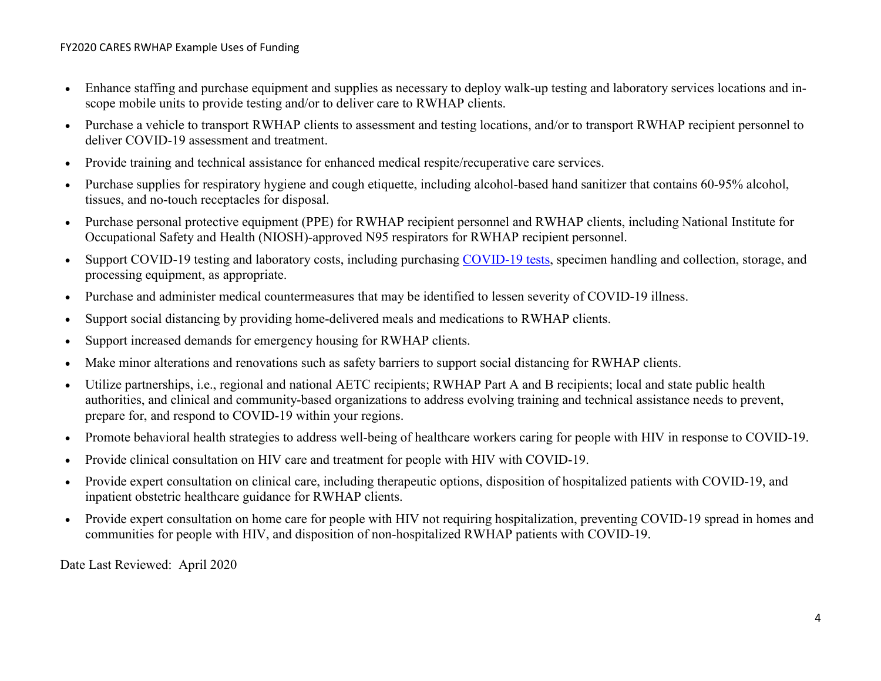- Enhance staffing and purchase equipment and supplies as necessary to deploy walk-up testing and laboratory services locations and in-scope mobile units to provide testing and/or to deliver care to RWHAP clients.
- Purchase a vehicle to transport RWHAP clients to assessment and testing locations, and/or to transport RWHAP recipient personnel to deliver COVID-19 assessment and treatment.
- Provide training and technical assistance for enhanced medical respite/recuperative care services.
- Purchase supplies for respiratory hygiene and cough etiquette, including alcohol-based hand sanitizer that contains 60-95% alcohol, tissues, and no-touch receptacles for disposal.
- Purchase personal protective equipment (PPE) for RWHAP recipient personnel and RWHAP clients, including National Institute for Occupational Safety and Health (NIOSH)-approved N95 respirators for RWHAP recipient personnel.
- Support COVID-19 testing and laboratory costs, including purchasing COVID-19 tests, specimen handling and collection, storage, and processing equipment, as appropriate.
- Purchase and administer medical countermeasures that may be identified to lessen severity of COVID-19 illness.
- Support social distancing by providing home-delivered meals and medications to RWHAP clients.
- Support increased demands for emergency housing for RWHAP clients.
- Make minor alterations and renovations such as safety barriers to support social distancing for RWHAP clients.
- Utilize partnerships, i.e., regional and national AETC recipients; RWHAP Part A and B recipients; local and state public health authorities, and clinical and community-based organizations to address evolving training and technical assistance needs to prevent, prepare for, and respond to COVID-19 within your regions.
- Promote behavioral health strategies to address well-being of healthcare workers caring for people with HIV in response to COVID-19.
- Provide clinical consultation on HIV care and treatment for people with HIV with COVID-19.
- Provide expert consultation on clinical care, including therapeutic options, disposition of hospitalized patients with COVID-19, and inpatient obstetric healthcare guidance for RWHAP clients.
- Provide expert consultation on home care for people with HIV not requiring hospitalization, preventing COVID-19 spread in homes and communities for people with HIV, and disposition of non-hospitalized RWHAP patients with COVID-19.

Date Last Reviewed: April 2020